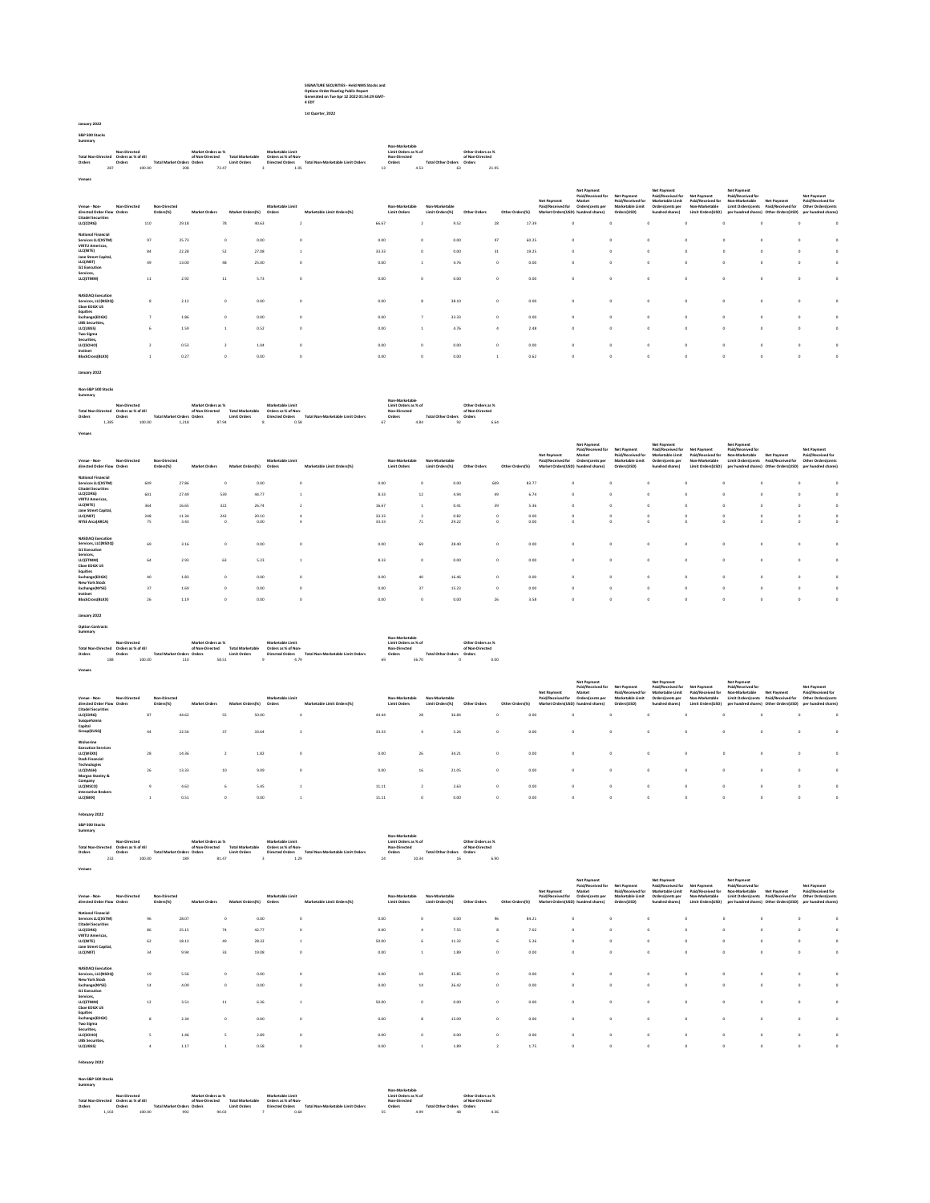SIGNATURE SECURITIES - Held NMS Stocks and Options Order Routing Public Report
Generated on Tue Apr 12 2022 01:54:29 GMT-4 EDT

1st Quarter, 2022

## January 2022

### S&P 500 Stocks

Summary

| Total Non-Directed Orders | Non-Directed Orders as % of All Orders | Total Market Orders | Market Orders as % of Non-Directed Orders | Total Marketable Limit Orders | Marketable Limit Orders as % of Non-Directed Orders | Total Non-Marketable Limit Orders | Non-Marketable Limit Orders as % of Non-Directed Orders | Total Other Orders | Other Orders as % of Non-Directed Orders |
|---|---|---|---|---|---|---|---|---|---|
| 287 | 100.00 | 208 | 72.47 | 3 | 1.05 | 13 | 4.53 | 63 | 21.95 |

Venues

| Venue - Non-directed Order Flow | Non-Directed Orders | Non-Directed Orders(%) | Market Orders | Market Orders(%) | Marketable Limit Orders | Marketable Limit Orders(%) | Non-Marketable Limit Orders | Non-Marketable Limit Orders(%) | Other Orders | Other Orders(%) | Net Payment Paid/Received for Market Orders(USD) | Net Payment Paid/Received for Market Orders(cents per hundred shares) | Net Payment Paid/Received for Marketable Limit Orders(USD) | Net Payment Paid/Received for Marketable Limit Orders(cents per hundred shares) | Net Payment Paid/Received for Non-Marketable Limit Orders(USD) | Net Payment Paid/Received for Non-Marketable Limit Orders(cents per hundred shares) | Net Payment Paid/Received for Other Orders(USD) | Net Payment Paid/Received for Other Orders(cents per hundred shares) |
|---|---|---|---|---|---|---|---|---|---|---|---|---|---|---|---|---|---|---|
| Citadel Securities LLC(CDRG) | 110 | 29.18 | 78 | 40.63 | 2 | 66.67 | 2 | 9.52 | 28 | 17.39 | 0 | 0 | 0 | 0 | 0 | 0 | 0 | 0 |
| National Financial Services LLC(XSTM) | 97 | 25.73 | 0 | 0.00 | 0 | 0.00 | 0 | 0.00 | 97 | 60.25 | 0 | 0 | 0 | 0 | 0 | 0 | 0 | 0 |
| VIRTU Americas, LLC(NITE) | 84 | 22.28 | 52 | 27.08 | 1 | 33.33 | 0 | 0.00 | 31 | 19.25 | 0 | 0 | 0 | 0 | 0 | 0 | 0 | 0 |
| Jane Street Capital, LLC(JNST) | 49 | 13.00 | 48 | 25.00 | 0 | 0.00 | 1 | 4.76 | 0 | 0.00 | 0 | 0 | 0 | 0 | 0 | 0 | 0 | 0 |
| G1 Execution Services, LLC(ETMM) | 11 | 2.92 | 11 | 5.73 | 0 | 0.00 | 0 | 0.00 | 0 | 0.00 | 0 | 0 | 0 | 0 | 0 | 0 | 0 | 0 |
| NASDAQ Execution Services, LLC(NSDQ) | 8 | 2.12 | 0 | 0.00 | 0 | 0.00 | 8 | 38.10 | 0 | 0.00 | 0 | 0 | 0 | 0 | 0 | 0 | 0 | 0 |
| Cboe EDGX US Equities Exchange(EDGX) | 7 | 1.86 | 0 | 0.00 | 0 | 0.00 | 7 | 33.33 | 0 | 0.00 | 0 | 0 | 0 | 0 | 0 | 0 | 0 | 0 |
| UBS Securities, LLC(UBSS) | 6 | 1.59 | 1 | 0.52 | 0 | 0.00 | 1 | 4.76 | 4 | 2.48 | 0 | 0 | 0 | 0 | 0 | 0 | 0 | 0 |
| Two Sigma Securities, LLC(SOHO) | 2 | 0.53 | 2 | 1.04 | 0 | 0.00 | 0 | 0.00 | 0 | 0.00 | 0 | 0 | 0 | 0 | 0 | 0 | 0 | 0 |
| Instinet BlockCross(BLKX) | 1 | 0.27 | 0 | 0.00 | 0 | 0.00 | 0 | 0.00 | 1 | 0.62 | 0 | 0 | 0 | 0 | 0 | 0 | 0 | 0 |

## January 2022

### Non-S&P 500 Stocks

Summary

| Total Non-Directed Orders | Non-Directed Orders as % of All Orders | Total Market Orders | Market Orders as % of Non-Directed Orders | Total Marketable Limit Orders | Marketable Limit Orders as % of Non-Directed Orders | Total Non-Marketable Limit Orders | Non-Marketable Limit Orders as % of Non-Directed Orders | Total Other Orders | Other Orders as % of Non-Directed Orders |
|---|---|---|---|---|---|---|---|---|---|
| 1,385 | 100.00 | 1,218 | 87.94 | 8 | 0.58 | 67 | 4.84 | 92 | 6.64 |

Venues

| Venue - Non-directed Order Flow | Non-Directed Orders | Non-Directed Orders(%) | Market Orders | Market Orders(%) | Marketable Limit Orders | Marketable Limit Orders(%) | Non-Marketable Limit Orders | Non-Marketable Limit Orders(%) | Other Orders | Other Orders(%) | Net Payment Paid/Received for Market Orders(USD) | Net Payment Paid/Received for Market Orders(cents per hundred shares) | Net Payment Paid/Received for Marketable Limit Orders(USD) | Net Payment Paid/Received for Marketable Limit Orders(cents per hundred shares) | Net Payment Paid/Received for Non-Marketable Limit Orders(USD) | Net Payment Paid/Received for Non-Marketable Limit Orders(cents per hundred shares) | Net Payment Paid/Received for Other Orders(USD) | Net Payment Paid/Received for Other Orders(cents per hundred shares) |
|---|---|---|---|---|---|---|---|---|---|---|---|---|---|---|---|---|---|---|
| National Financial Services LLC(XSTM) | 609 | 27.86 | 0 | 0.00 | 0 | 0.00 | 0 | 0.00 | 609 | 83.77 | 0 | 0 | 0 | 0 | 0 | 0 | 0 | 0 |
| Citadel Securities LLC(CDRG) | 601 | 27.49 | 539 | 44.77 | 1 | 8.33 | 12 | 4.94 | 49 | 6.74 | 0 | 0 | 0 | 0 | 0 | 0 | 0 | 0 |
| VIRTU Americas, LLC(NITE) | 364 | 16.65 | 322 | 26.74 | 2 | 16.67 | 1 | 0.41 | 39 | 5.36 | 0 | 0 | 0 | 0 | 0 | 0 | 0 | 0 |
| Jane Street Capital, LLC(JNST) | 248 | 11.34 | 242 | 20.10 | 4 | 33.33 | 2 | 0.82 | 0 | 0.00 | 0 | 0 | 0 | 0 | 0 | 0 | 0 | 0 |
| NYSE Arca(ARCA) | 75 | 3.43 | 0 | 0.00 | 4 | 33.33 | 71 | 29.22 | 0 | 0.00 | 0 | 0 | 0 | 0 | 0 | 0 | 0 | 0 |
| NASDAQ Execution Services, LLC(NSDQ) | 69 | 3.16 | 0 | 0.00 | 0 | 0.00 | 69 | 28.40 | 0 | 0.00 | 0 | 0 | 0 | 0 | 0 | 0 | 0 | 0 |
| G1 Execution Services, LLC(ETMM) | 64 | 2.93 | 63 | 5.23 | 1 | 8.33 | 0 | 0.00 | 0 | 0.00 | 0 | 0 | 0 | 0 | 0 | 0 | 0 | 0 |
| Cboe EDGX US Equities Exchange(EDGX) | 40 | 1.83 | 0 | 0.00 | 0 | 0.00 | 40 | 16.46 | 0 | 0.00 | 0 | 0 | 0 | 0 | 0 | 0 | 0 | 0 |
| New York Stock Exchange(NYSE) | 37 | 1.69 | 0 | 0.00 | 0 | 0.00 | 37 | 15.23 | 0 | 0.00 | 0 | 0 | 0 | 0 | 0 | 0 | 0 | 0 |
| Instinet BlockCross(BLKX) | 26 | 1.19 | 0 | 0.00 | 0 | 0.00 | 0 | 0.00 | 26 | 3.58 | 0 | 0 | 0 | 0 | 0 | 0 | 0 | 0 |

## January 2022

### Option Contracts

Summary

| Total Non-Directed Orders | Non-Directed Orders as % of All Orders | Total Market Orders | Market Orders as % of Non-Directed Orders | Total Marketable Limit Orders | Marketable Limit Orders as % of Non-Directed Orders | Total Non-Marketable Limit Orders | Non-Marketable Limit Orders as % of Non-Directed Orders | Total Other Orders | Other Orders as % of Non-Directed Orders |
|---|---|---|---|---|---|---|---|---|---|
| 188 | 100.00 | 110 | 58.51 | 9 | 4.79 | 69 | 36.70 | 0 | 0.00 |

Venues

| Venue - Non-directed Order Flow | Non-Directed Orders | Non-Directed Orders(%) | Market Orders | Market Orders(%) | Marketable Limit Orders | Marketable Limit Orders(%) | Non-Marketable Limit Orders | Non-Marketable Limit Orders(%) | Other Orders | Other Orders(%) | Net Payment Paid/Received for Market Orders(USD) | Net Payment Paid/Received for Market Orders(cents per hundred shares) | Net Payment Paid/Received for Marketable Limit Orders(USD) | Net Payment Paid/Received for Marketable Limit Orders(cents per hundred shares) | Net Payment Paid/Received for Non-Marketable Limit Orders(USD) | Net Payment Paid/Received for Non-Marketable Limit Orders(cents per hundred shares) | Net Payment Paid/Received for Other Orders(USD) | Net Payment Paid/Received for Other Orders(cents per hundred shares) |
|---|---|---|---|---|---|---|---|---|---|---|---|---|---|---|---|---|---|---|
| Citadel Securities LLC(CDRG) | 87 | 44.62 | 55 | 50.00 | 4 | 44.44 | 28 | 36.84 | 0 | 0.00 | 0 | 0 | 0 | 0 | 0 | 0 | 0 | 0 |
| Susquehanna Capital Group(SUSQ) | 44 | 22.56 | 37 | 33.64 | 3 | 33.33 | 4 | 5.26 | 0 | 0.00 | 0 | 0 | 0 | 0 | 0 | 0 | 0 | 0 |
| Wolverine Execution Services LLC(WEXX) | 28 | 14.36 | 2 | 1.82 | 0 | 0.00 | 26 | 34.21 | 0 | 0.00 | 0 | 0 | 0 | 0 | 0 | 0 | 0 | 0 |
| Dash Financial Technologies LLC(DASH) | 26 | 13.33 | 10 | 9.09 | 0 | 0.00 | 16 | 21.05 | 0 | 0.00 | 0 | 0 | 0 | 0 | 0 | 0 | 0 | 0 |
| Morgan Stanley & Company LLC(MSCO) | 9 | 4.62 | 6 | 5.45 | 1 | 11.11 | 2 | 2.63 | 0 | 0.00 | 0 | 0 | 0 | 0 | 0 | 0 | 0 | 0 |
| Interactive Brokers LLC(IBKR) | 1 | 0.51 | 0 | 0.00 | 1 | 11.11 | 0 | 0.00 | 0 | 0.00 | 0 | 0 | 0 | 0 | 0 | 0 | 0 | 0 |

## February 2022

### S&P 500 Stocks

Summary

| Total Non-Directed Orders | Non-Directed Orders as % of All Orders | Total Market Orders | Market Orders as % of Non-Directed Orders | Total Marketable Limit Orders | Marketable Limit Orders as % of Non-Directed Orders | Total Non-Marketable Limit Orders | Non-Marketable Limit Orders as % of Non-Directed Orders | Total Other Orders | Other Orders as % of Non-Directed Orders |
|---|---|---|---|---|---|---|---|---|---|
| 232 | 100.00 | 189 | 81.47 | 3 | 1.29 | 24 | 10.34 | 16 | 6.90 |

Venues

| Venue - Non-directed Order Flow | Non-Directed Orders | Non-Directed Orders(%) | Market Orders | Market Orders(%) | Marketable Limit Orders | Marketable Limit Orders(%) | Non-Marketable Limit Orders | Non-Marketable Limit Orders(%) | Other Orders | Other Orders(%) | Net Payment Paid/Received for Market Orders(USD) | Net Payment Paid/Received for Market Orders(cents per hundred shares) | Net Payment Paid/Received for Marketable Limit Orders(USD) | Net Payment Paid/Received for Marketable Limit Orders(cents per hundred shares) | Net Payment Paid/Received for Non-Marketable Limit Orders(USD) | Net Payment Paid/Received for Non-Marketable Limit Orders(cents per hundred shares) | Net Payment Paid/Received for Other Orders(USD) | Net Payment Paid/Received for Other Orders(cents per hundred shares) |
|---|---|---|---|---|---|---|---|---|---|---|---|---|---|---|---|---|---|---|
| National Financial Services LLC(XSTM) | 96 | 28.07 | 0 | 0.00 | 0 | 0.00 | 0 | 0.00 | 96 | 84.21 | 0 | 0 | 0 | 0 | 0 | 0 | 0 | 0 |
| Citadel Securities LLC(CDRG) | 86 | 25.15 | 74 | 42.77 | 0 | 0.00 | 4 | 7.55 | 8 | 7.02 | 0 | 0 | 0 | 0 | 0 | 0 | 0 | 0 |
| VIRTU Americas, LLC(NITE) | 62 | 18.13 | 49 | 28.32 | 1 | 50.00 | 6 | 11.32 | 6 | 5.26 | 0 | 0 | 0 | 0 | 0 | 0 | 0 | 0 |
| Jane Street Capital, LLC(JNST) | 34 | 9.94 | 33 | 19.08 | 0 | 0.00 | 1 | 1.89 | 0 | 0.00 | 0 | 0 | 0 | 0 | 0 | 0 | 0 | 0 |
| NASDAQ Execution Services, LLC(NSDQ) | 19 | 5.56 | 0 | 0.00 | 0 | 0.00 | 19 | 35.85 | 0 | 0.00 | 0 | 0 | 0 | 0 | 0 | 0 | 0 | 0 |
| New York Stock Exchange(NYSE) | 14 | 4.09 | 0 | 0.00 | 0 | 0.00 | 14 | 26.42 | 0 | 0.00 | 0 | 0 | 0 | 0 | 0 | 0 | 0 | 0 |
| G1 Execution Services, LLC(ETMM) | 12 | 3.51 | 11 | 6.36 | 1 | 50.00 | 0 | 0.00 | 0 | 0.00 | 0 | 0 | 0 | 0 | 0 | 0 | 0 | 0 |
| Cboe EDGX US Equities Exchange(EDGX) | 8 | 2.34 | 0 | 0.00 | 0 | 0.00 | 8 | 15.09 | 0 | 0.00 | 0 | 0 | 0 | 0 | 0 | 0 | 0 | 0 |
| Two Sigma Securities, LLC(SOHO) | 5 | 1.46 | 5 | 2.89 | 0 | 0.00 | 0 | 0.00 | 0 | 0.00 | 0 | 0 | 0 | 0 | 0 | 0 | 0 | 0 |
| UBS Securities, LLC(UBSS) | 4 | 1.17 | 1 | 0.58 | 0 | 0.00 | 1 | 1.89 | 2 | 1.75 | 0 | 0 | 0 | 0 | 0 | 0 | 0 | 0 |

## February 2022

### Non-S&P 500 Stocks

Summary

| Total Non-Directed Orders | Non-Directed Orders as % of All Orders | Total Market Orders | Market Orders as % of Non-Directed Orders | Total Marketable Limit Orders | Marketable Limit Orders as % of Non-Directed Orders | Total Non-Marketable Limit Orders | Non-Marketable Limit Orders as % of Non-Directed Orders | Total Other Orders | Other Orders as % of Non-Directed Orders |
|---|---|---|---|---|---|---|---|---|---|
| 1,102 | 100.00 | 992 | 90.02 | 7 | 0.64 | 55 | 4.99 | 48 | 4.36 |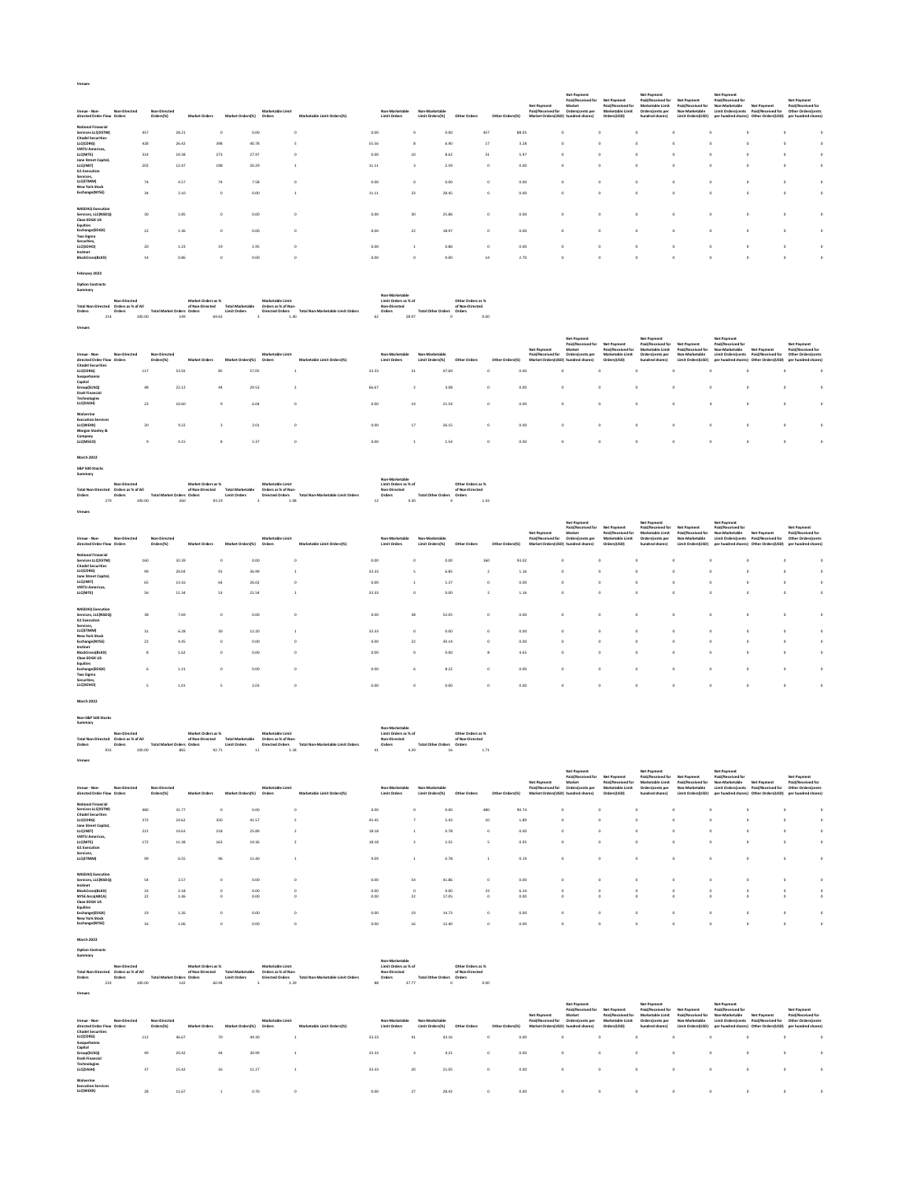Venues

| Venue - Non-directed Order Flow | Non-Directed Orders | Non-Directed Orders(%) | Market Orders | Market Orders(%) | Marketable Limit Orders | Marketable Limit Orders(%) | Non-Marketable Limit Orders | Non-Marketable Limit Orders(%) | Other Orders | Other Orders(%) | Net Payment Paid/Received for Market Orders(USD) | Net Payment Paid/Received for Market Orders(cents per hundred shares) | Net Payment Paid/Received for Marketable Limit Orders(USD) | Net Payment Paid/Received for Marketable Limit Orders(cents per hundred shares) | Net Payment Paid/Received for Non-Marketable Limit Orders(USD) | Net Payment Paid/Received for Non-Marketable Limit Orders(cents per hundred shares) | Net Payment Paid/Received for Other Orders(USD) | Net Payment Paid/Received for Other Orders(cents per hundred shares) |
|---|---|---|---|---|---|---|---|---|---|---|---|---|---|---|---|---|---|---|
| National Financial Services LLC(XSTM) | 457 | 28.21 | 0 | 0.00 | 0 | 0.00 | 0 | 0.00 | 457 | 88.05 | 0 | 0 | 0 | 0 | 0 | 0 | 0 | 0 |
| Citadel Securities LLC(CDRG) | 428 | 26.42 | 398 | 40.78 | 5 | 55.56 | 8 | 6.90 | 17 | 3.28 | 0 | 0 | 0 | 0 | 0 | 0 | 0 | 0 |
| VIRTU Americas, LLC(NITE) | 314 | 19.38 | 273 | 27.97 | 0 | 0.00 | 10 | 8.62 | 31 | 5.97 | 0 | 0 | 0 | 0 | 0 | 0 | 0 | 0 |
| Jane Street Capital, LLC(JNST) | 202 | 12.47 | 198 | 20.29 | 1 | 11.11 | 3 | 2.59 | 0 | 0.00 | 0 | 0 | 0 | 0 | 0 | 0 | 0 | 0 |
| G1 Execution Services, LLC(ETMM) | 74 | 4.57 | 74 | 7.58 | 0 | 0.00 | 0 | 0.00 | 0 | 0.00 | 0 | 0 | 0 | 0 | 0 | 0 | 0 | 0 |
| New York Stock Exchange(NYSE) | 34 | 2.10 | 0 | 0.00 | 1 | 11.11 | 33 | 28.45 | 0 | 0.00 | 0 | 0 | 0 | 0 | 0 | 0 | 0 | 0 |
| NASDAQ Execution Services, LLC(NSDQ) | 30 | 1.85 | 0 | 0.00 | 0 | 0.00 | 30 | 25.86 | 0 | 0.00 | 0 | 0 | 0 | 0 | 0 | 0 | 0 | 0 |
| Cboe EDGX US Equities Exchange(EDGX) | 22 | 1.36 | 0 | 0.00 | 0 | 0.00 | 22 | 18.97 | 0 | 0.00 | 0 | 0 | 0 | 0 | 0 | 0 | 0 | 0 |
| Two Sigma Securities, LLC(SOHO) | 20 | 1.23 | 19 | 1.95 | 0 | 0.00 | 1 | 0.86 | 0 | 0.00 | 0 | 0 | 0 | 0 | 0 | 0 | 0 | 0 |
| Instinet BlockCross(BLKX) | 14 | 0.86 | 0 | 0.00 | 0 | 0.00 | 0 | 0.00 | 14 | 2.70 | 0 | 0 | 0 | 0 | 0 | 0 | 0 | 0 |

February 2022

Option Contracts

Summary

| Total Non-Directed Orders | Non-Directed Orders as % of All Orders | Total Market Orders | Market Orders as % of Non-Directed Orders | Total Marketable Limit Orders | Marketable Limit Orders as % of Non-Directed Orders | Total Non-Marketable Limit Orders | Non-Marketable Limit Orders as % of Non-Directed Orders | Total Other Orders | Other Orders as % of Non-Directed Orders |
|---|---|---|---|---|---|---|---|---|---|
| 214 | 100.00 | 149 | 69.63 | 3 | 1.40 | 62 | 28.97 | 0 | 0.00 |

Venues

| Venue - Non-directed Order Flow | Non-Directed Orders | Non-Directed Orders(%) | Market Orders | Market Orders(%) | Marketable Limit Orders | Marketable Limit Orders(%) | Non-Marketable Limit Orders | Non-Marketable Limit Orders(%) | Other Orders | Other Orders(%) | Net Payment Paid/Received for Market Orders(USD) | Net Payment Paid/Received for Market Orders(cents per hundred shares) | Net Payment Paid/Received for Marketable Limit Orders(USD) | Net Payment Paid/Received for Marketable Limit Orders(cents per hundred shares) | Net Payment Paid/Received for Non-Marketable Limit Orders(USD) | Net Payment Paid/Received for Non-Marketable Limit Orders(cents per hundred shares) | Net Payment Paid/Received for Other Orders(USD) | Net Payment Paid/Received for Other Orders(cents per hundred shares) |
|---|---|---|---|---|---|---|---|---|---|---|---|---|---|---|---|---|---|---|
| Citadel Securities LLC(CDRG) | 117 | 53.93 | 85 | 57.05 | 1 | 33.33 | 31 | 47.69 | 0 | 0.00 | 0 | 0 | 0 | 0 | 0 | 0 | 0 | 0 |
| Susquehanna Capital Group(SUSQ) | 48 | 22.12 | 44 | 29.53 | 2 | 66.67 | 2 | 3.08 | 0 | 0.00 | 0 | 0 | 0 | 0 | 0 | 0 | 0 | 0 |
| Dash Financial Technologies LLC(DASH) | 23 | 10.60 | 9 | 6.04 | 0 | 0.00 | 14 | 21.54 | 0 | 0.00 | 0 | 0 | 0 | 0 | 0 | 0 | 0 | 0 |
| Wolverine Execution Services LLC(WEXX) | 20 | 9.22 | 3 | 2.01 | 0 | 0.00 | 17 | 26.15 | 0 | 0.00 | 0 | 0 | 0 | 0 | 0 | 0 | 0 | 0 |
| Morgan Stanley & Company LLC(MSCO) | 9 | 4.15 | 8 | 5.37 | 0 | 0.00 | 1 | 1.54 | 0 | 0.00 | 0 | 0 | 0 | 0 | 0 | 0 | 0 | 0 |

March 2022

S&P 500 Stocks

Summary

| Total Non-Directed Orders | Non-Directed Orders as % of All Orders | Total Market Orders | Market Orders as % of Non-Directed Orders | Total Marketable Limit Orders | Marketable Limit Orders as % of Non-Directed Orders | Total Non-Marketable Limit Orders | Non-Marketable Limit Orders as % of Non-Directed Orders | Total Other Orders | Other Orders as % of Non-Directed Orders |
|---|---|---|---|---|---|---|---|---|---|
| 279 | 100.00 | 260 | 93.19 | 3 | 1.08 | 12 | 4.30 | 4 | 1.43 |

Venues

| Venue - Non-directed Order Flow | Non-Directed Orders | Non-Directed Orders(%) | Market Orders | Market Orders(%) | Marketable Limit Orders | Marketable Limit Orders(%) | Non-Marketable Limit Orders | Non-Marketable Limit Orders(%) | Other Orders | Other Orders(%) | Net Payment Paid/Received for Market Orders(USD) | Net Payment Paid/Received for Market Orders(cents per hundred shares) | Net Payment Paid/Received for Marketable Limit Orders(USD) | Net Payment Paid/Received for Marketable Limit Orders(cents per hundred shares) | Net Payment Paid/Received for Non-Marketable Limit Orders(USD) | Net Payment Paid/Received for Non-Marketable Limit Orders(cents per hundred shares) | Net Payment Paid/Received for Other Orders(USD) | Net Payment Paid/Received for Other Orders(cents per hundred shares) |
|---|---|---|---|---|---|---|---|---|---|---|---|---|---|---|---|---|---|---|
| National Financial Services LLC(XSTM) | 160 | 32.39 | 0 | 0.00 | 0 | 0.00 | 0 | 0.00 | 160 | 93.02 | 0 | 0 | 0 | 0 | 0 | 0 | 0 | 0 |
| Citadel Securities LLC(CDRG) | 99 | 20.04 | 91 | 36.99 | 1 | 33.33 | 5 | 6.85 | 2 | 1.16 | 0 | 0 | 0 | 0 | 0 | 0 | 0 | 0 |
| Jane Street Capital, LLC(JNST) | 65 | 13.16 | 64 | 26.02 | 0 | 0.00 | 1 | 1.37 | 0 | 0.00 | 0 | 0 | 0 | 0 | 0 | 0 | 0 | 0 |
| VIRTU Americas, LLC(NITE) | 56 | 11.34 | 53 | 21.54 | 1 | 33.33 | 0 | 0.00 | 2 | 1.16 | 0 | 0 | 0 | 0 | 0 | 0 | 0 | 0 |
| NASDAQ Execution Services, LLC(NSDQ) | 38 | 7.69 | 0 | 0.00 | 0 | 0.00 | 38 | 52.05 | 0 | 0.00 | 0 | 0 | 0 | 0 | 0 | 0 | 0 | 0 |
| G1 Execution Services, LLC(ETMM) | 31 | 6.28 | 30 | 12.20 | 1 | 33.33 | 0 | 0.00 | 0 | 0.00 | 0 | 0 | 0 | 0 | 0 | 0 | 0 | 0 |
| New York Stock Exchange(NYSE) | 22 | 4.45 | 0 | 0.00 | 0 | 0.00 | 22 | 30.14 | 0 | 0.00 | 0 | 0 | 0 | 0 | 0 | 0 | 0 | 0 |
| Instinet BlockCross(BLKX) | 8 | 1.62 | 0 | 0.00 | 0 | 0.00 | 0 | 0.00 | 8 | 4.65 | 0 | 0 | 0 | 0 | 0 | 0 | 0 | 0 |
| Cboe EDGX US Equities Exchange(EDGX) | 6 | 1.21 | 0 | 0.00 | 0 | 0.00 | 6 | 8.22 | 0 | 0.00 | 0 | 0 | 0 | 0 | 0 | 0 | 0 | 0 |
| Two Sigma Securities, LLC(SOHO) | 5 | 1.01 | 5 | 2.03 | 0 | 0.00 | 0 | 0.00 | 0 | 0.00 | 0 | 0 | 0 | 0 | 0 | 0 | 0 | 0 |

March 2022

Non-S&P 500 Stocks

Summary

| Total Non-Directed Orders | Non-Directed Orders as % of All Orders | Total Market Orders | Market Orders as % of Non-Directed Orders | Total Marketable Limit Orders | Marketable Limit Orders as % of Non-Directed Orders | Total Non-Marketable Limit Orders | Non-Marketable Limit Orders as % of Non-Directed Orders | Total Other Orders | Other Orders as % of Non-Directed Orders |
|---|---|---|---|---|---|---|---|---|---|
| 933 | 100.00 | 865 | 92.71 | 11 | 1.18 | 41 | 4.39 | 16 | 1.71 |

Venues

| Venue - Non-directed Order Flow | Non-Directed Orders | Non-Directed Orders(%) | Market Orders | Market Orders(%) | Marketable Limit Orders | Marketable Limit Orders(%) | Non-Marketable Limit Orders | Non-Marketable Limit Orders(%) | Other Orders | Other Orders(%) | Net Payment Paid/Received for Market Orders(USD) | Net Payment Paid/Received for Market Orders(cents per hundred shares) | Net Payment Paid/Received for Marketable Limit Orders(USD) | Net Payment Paid/Received for Marketable Limit Orders(cents per hundred shares) | Net Payment Paid/Received for Non-Marketable Limit Orders(USD) | Net Payment Paid/Received for Non-Marketable Limit Orders(cents per hundred shares) | Net Payment Paid/Received for Other Orders(USD) | Net Payment Paid/Received for Other Orders(cents per hundred shares) |
|---|---|---|---|---|---|---|---|---|---|---|---|---|---|---|---|---|---|---|
| National Financial Services LLC(XSTM) | 480 | 31.77 | 0 | 0.00 | 0 | 0.00 | 0 | 0.00 | 480 | 90.74 | 0 | 0 | 0 | 0 | 0 | 0 | 0 | 0 |
| Citadel Securities LLC(CDRG) | 372 | 24.62 | 350 | 41.57 | 5 | 45.45 | 7 | 5.43 | 10 | 1.89 | 0 | 0 | 0 | 0 | 0 | 0 | 0 | 0 |
| Jane Street Capital, LLC(JNST) | 221 | 14.63 | 218 | 25.89 | 2 | 18.18 | 1 | 0.78 | 0 | 0.00 | 0 | 0 | 0 | 0 | 0 | 0 | 0 | 0 |
| VIRTU Americas, LLC(NITE) | 172 | 11.38 | 163 | 19.36 | 2 | 18.18 | 2 | 1.55 | 5 | 0.95 | 0 | 0 | 0 | 0 | 0 | 0 | 0 | 0 |
| G1 Execution Services, LLC(ETMM) | 99 | 6.55 | 96 | 11.40 | 1 | 9.09 | 1 | 0.78 | 1 | 0.19 | 0 | 0 | 0 | 0 | 0 | 0 | 0 | 0 |
| NASDAQ Execution Services, LLC(NSDQ) | 54 | 3.57 | 0 | 0.00 | 0 | 0.00 | 54 | 41.86 | 0 | 0.00 | 0 | 0 | 0 | 0 | 0 | 0 | 0 | 0 |
| Instinet BlockCross(BLKX) | 33 | 2.18 | 0 | 0.00 | 0 | 0.00 | 0 | 0.00 | 33 | 6.24 | 0 | 0 | 0 | 0 | 0 | 0 | 0 | 0 |
| NYSE Arca(ARCA) | 22 | 1.46 | 0 | 0.00 | 0 | 0.00 | 22 | 17.05 | 0 | 0.00 | 0 | 0 | 0 | 0 | 0 | 0 | 0 | 0 |
| Cboe EDGX US Equities Exchange(EDGX) | 19 | 1.26 | 0 | 0.00 | 0 | 0.00 | 19 | 14.73 | 0 | 0.00 | 0 | 0 | 0 | 0 | 0 | 0 | 0 | 0 |
| New York Stock Exchange(NYSE) | 16 | 1.06 | 0 | 0.00 | 0 | 0.00 | 16 | 12.40 | 0 | 0.00 | 0 | 0 | 0 | 0 | 0 | 0 | 0 | 0 |

March 2022

Option Contracts

Summary

| Total Non-Directed Orders | Non-Directed Orders as % of All Orders | Total Market Orders | Market Orders as % of Non-Directed Orders | Total Marketable Limit Orders | Marketable Limit Orders as % of Non-Directed Orders | Total Non-Marketable Limit Orders | Non-Marketable Limit Orders as % of Non-Directed Orders | Total Other Orders | Other Orders as % of Non-Directed Orders |
|---|---|---|---|---|---|---|---|---|---|
| 233 | 100.00 | 142 | 60.94 | 3 | 1.29 | 88 | 37.77 | 0 | 0.00 |

Venues

| Venue - Non-directed Order Flow | Non-Directed Orders | Non-Directed Orders(%) | Market Orders | Market Orders(%) | Marketable Limit Orders | Marketable Limit Orders(%) | Non-Marketable Limit Orders | Non-Marketable Limit Orders(%) | Other Orders | Other Orders(%) | Net Payment Paid/Received for Market Orders(USD) | Net Payment Paid/Received for Market Orders(cents per hundred shares) | Net Payment Paid/Received for Marketable Limit Orders(USD) | Net Payment Paid/Received for Marketable Limit Orders(cents per hundred shares) | Net Payment Paid/Received for Non-Marketable Limit Orders(USD) | Net Payment Paid/Received for Non-Marketable Limit Orders(cents per hundred shares) | Net Payment Paid/Received for Other Orders(USD) | Net Payment Paid/Received for Other Orders(cents per hundred shares) |
|---|---|---|---|---|---|---|---|---|---|---|---|---|---|---|---|---|---|---|
| Citadel Securities LLC(CDRG) | 112 | 46.67 | 70 | 49.30 | 1 | 33.33 | 41 | 43.16 | 0 | 0.00 | 0 | 0 | 0 | 0 | 0 | 0 | 0 | 0 |
| Susquehanna Capital Group(SUSQ) | 49 | 20.42 | 44 | 30.99 | 1 | 33.33 | 4 | 4.21 | 0 | 0.00 | 0 | 0 | 0 | 0 | 0 | 0 | 0 | 0 |
| Dash Financial Technologies LLC(DASH) | 37 | 15.42 | 16 | 11.27 | 1 | 33.33 | 20 | 21.05 | 0 | 0.00 | 0 | 0 | 0 | 0 | 0 | 0 | 0 | 0 |
| Wolverine Execution Services LLC(WEXX) | 28 | 11.67 | 1 | 0.70 | 0 | 0.00 | 27 | 28.42 | 0 | 0.00 | 0 | 0 | 0 | 0 | 0 | 0 | 0 | 0 |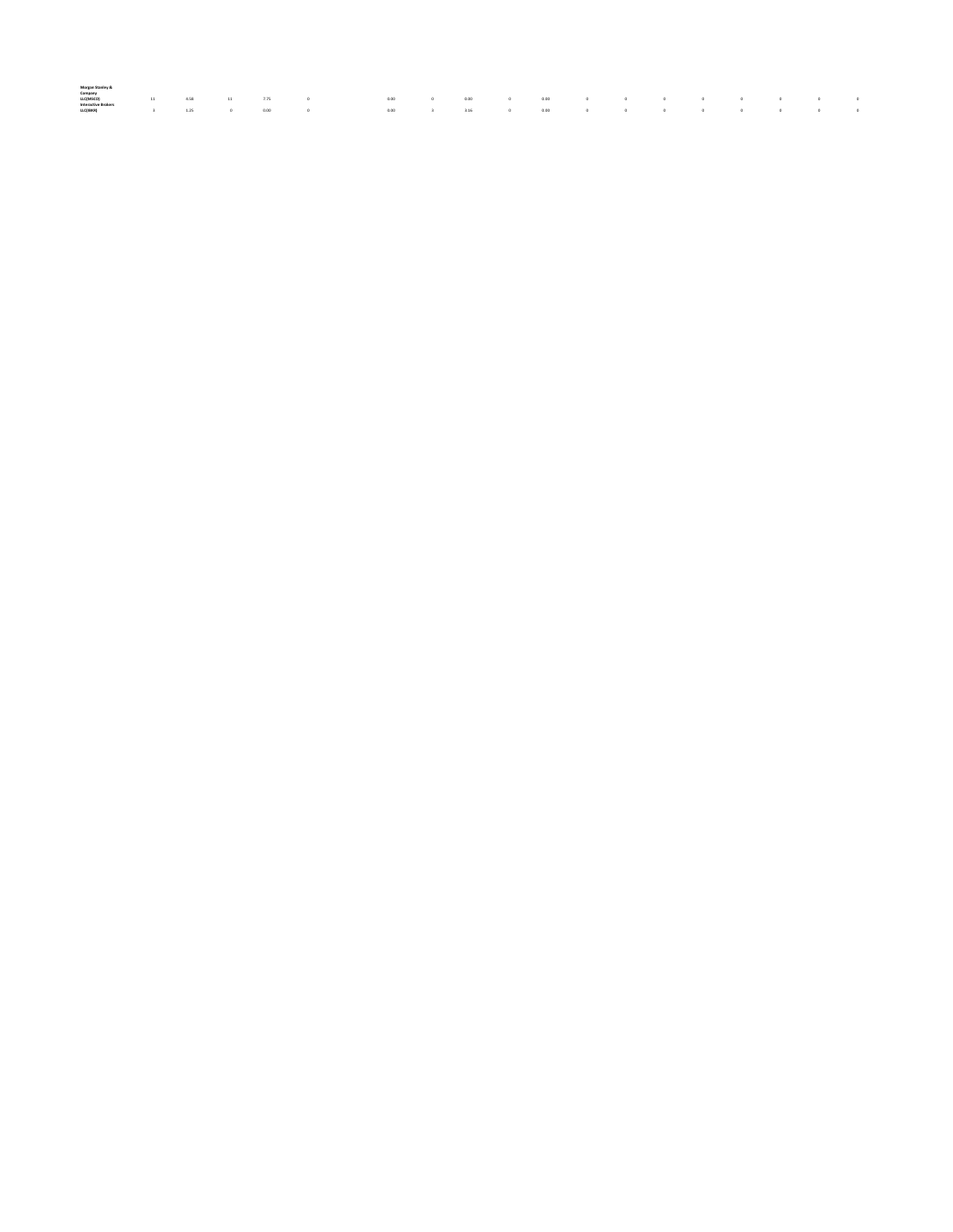| | | | | | | | | | | | | | | | | | | |
|---|---|---|---|---|---|---|---|---|---|---|---|---|---|---|---|---|---|---|
| **Morgan Stanley & Company LLC(MSCO)** | 11 | 4.58 | 11 | 7.75 | 0 | 0.00 | 0 | 0.00 | 0 | 0.00 | 0 | 0 | 0 | 0 | 0 | 0 | 0 | 0 |
| **Interactive Brokers LLC(IBKR)** | 3 | 1.25 | 0 | 0.00 | 0 | 0.00 | 3 | 3.16 | 0 | 0.00 | 0 | 0 | 0 | 0 | 0 | 0 | 0 | 0 |